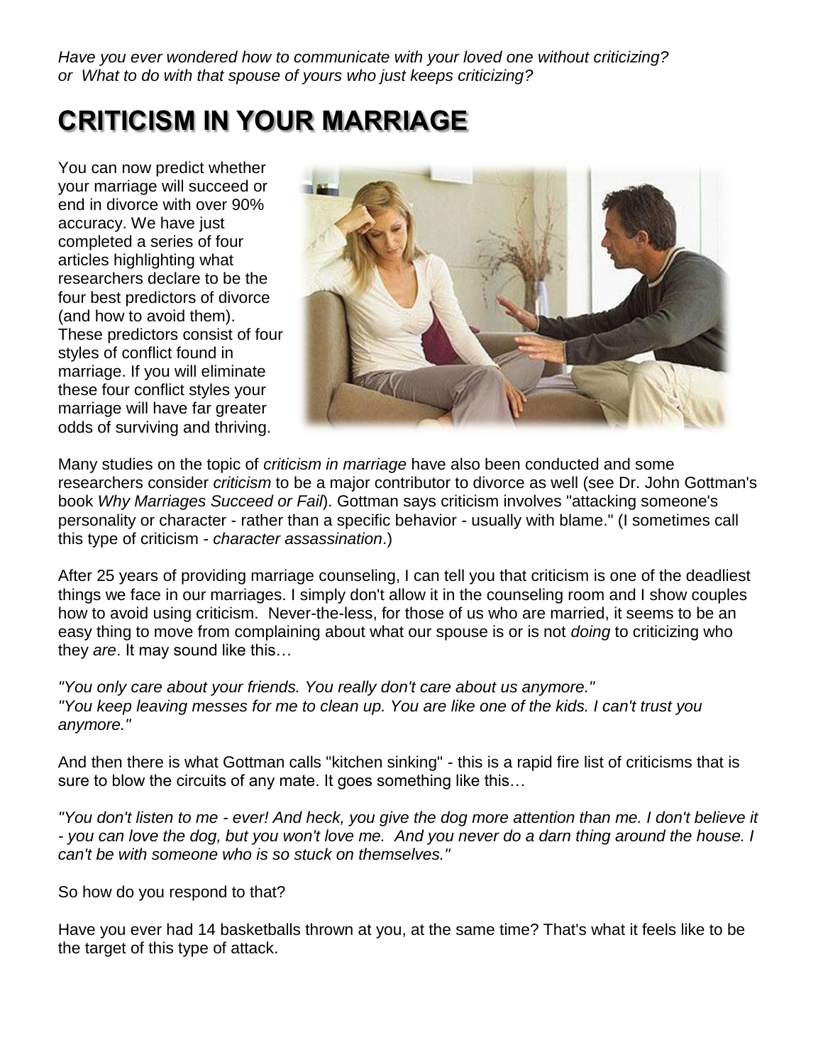*Have you ever wondered how to communicate with your loved one without criticizing?*
*or What to do with that spouse of yours who just keeps criticizing?*

# CRITICISM IN YOUR MARRIAGE

You can now predict whether your marriage will succeed or end in divorce with over 90% accuracy. We have just completed a series of four articles highlighting what researchers declare to be the four best predictors of divorce (and how to avoid them). These predictors consist of four styles of conflict found in marriage. If you will eliminate these four conflict styles your marriage will have far greater odds of surviving and thriving.

Many studies on the topic of *criticism in marriage* have also been conducted and some researchers consider *criticism* to be a major contributor to divorce as well (see Dr. John Gottman's book *Why Marriages Succeed or Fail*). Gottman says criticism involves "attacking someone's personality or character - rather than a specific behavior - usually with blame." (I sometimes call this type of criticism - *character assassination*.)

After 25 years of providing marriage counseling, I can tell you that criticism is one of the deadliest things we face in our marriages. I simply don't allow it in the counseling room and I show couples how to avoid using criticism. Never-the-less, for those of us who are married, it seems to be an easy thing to move from complaining about what our spouse is or is not *doing* to criticizing who they *are*. It may sound like this…

*"You only care about your friends. You really don't care about us anymore."*
*"You keep leaving messes for me to clean up. You are like one of the kids. I can't trust you anymore."*

And then there is what Gottman calls "kitchen sinking" - this is a rapid fire list of criticisms that is sure to blow the circuits of any mate. It goes something like this…

*"You don't listen to me - ever! And heck, you give the dog more attention than me. I don't believe it - you can love the dog, but you won't love me. And you never do a darn thing around the house. I can't be with someone who is so stuck on themselves."*

So how do you respond to that?

Have you ever had 14 basketballs thrown at you, at the same time? That's what it feels like to be the target of this type of attack.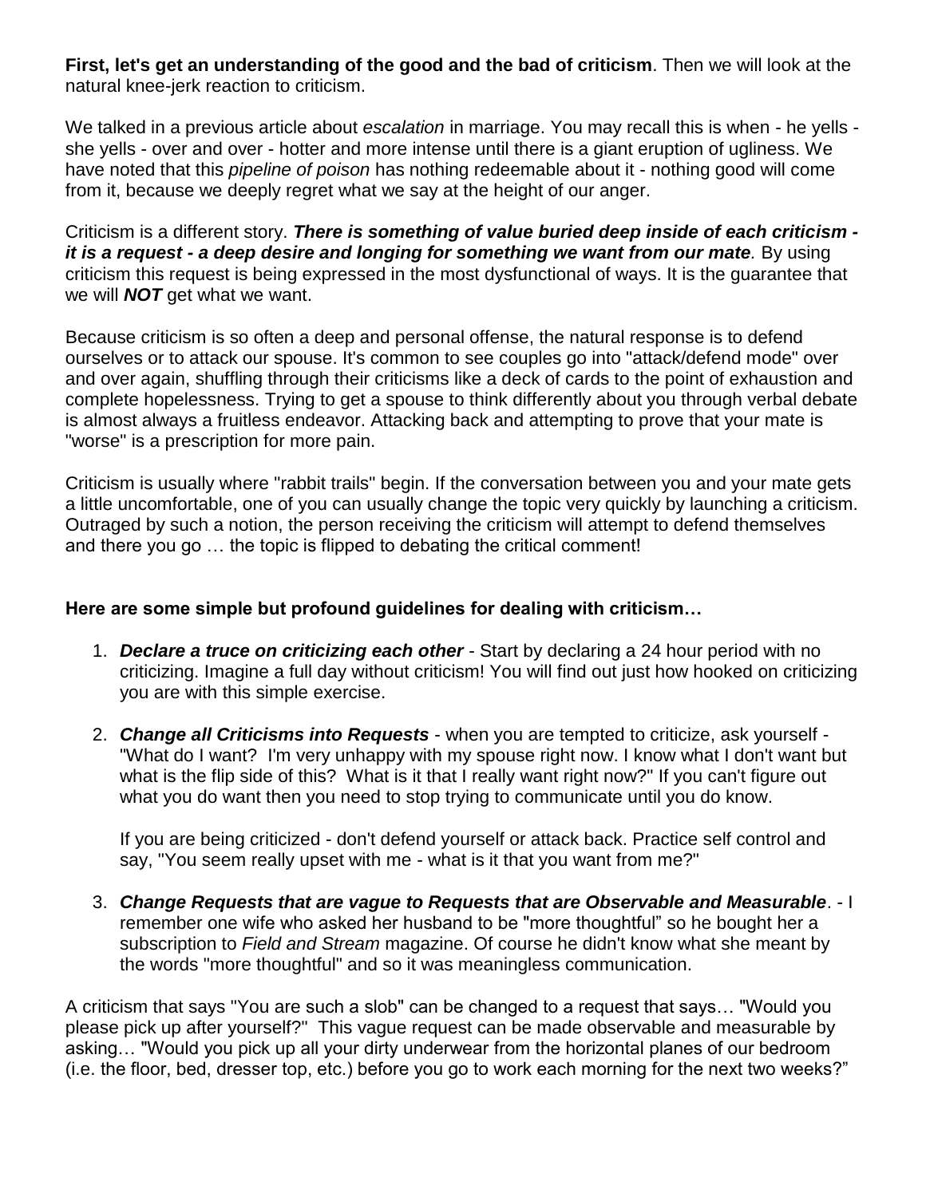**First, let's get an understanding of the good and the bad of criticism**. Then we will look at the natural knee-jerk reaction to criticism.

We talked in a previous article about *escalation* in marriage. You may recall this is when - he yells - she yells - over and over - hotter and more intense until there is a giant eruption of ugliness. We have noted that this *pipeline of poison* has nothing redeemable about it - nothing good will come from it, because we deeply regret what we say at the height of our anger.

Criticism is a different story. ***There is something of value buried deep inside of each criticism - it is a request - a deep desire and longing for something we want from our mate**.* By using criticism this request is being expressed in the most dysfunctional of ways. It is the guarantee that we will ***NOT*** get what we want.

Because criticism is so often a deep and personal offense, the natural response is to defend ourselves or to attack our spouse. It's common to see couples go into "attack/defend mode" over and over again, shuffling through their criticisms like a deck of cards to the point of exhaustion and complete hopelessness. Trying to get a spouse to think differently about you through verbal debate is almost always a fruitless endeavor. Attacking back and attempting to prove that your mate is "worse" is a prescription for more pain.

Criticism is usually where "rabbit trails" begin. If the conversation between you and your mate gets a little uncomfortable, one of you can usually change the topic very quickly by launching a criticism. Outraged by such a notion, the person receiving the criticism will attempt to defend themselves and there you go … the topic is flipped to debating the critical comment!

**Here are some simple but profound guidelines for dealing with criticism…**

1. ***Declare a truce on criticizing each other*** - Start by declaring a 24 hour period with no criticizing. Imagine a full day without criticism! You will find out just how hooked on criticizing you are with this simple exercise.

2. ***Change all Criticisms into Requests*** - when you are tempted to criticize, ask yourself - "What do I want? I'm very unhappy with my spouse right now. I know what I don't want but what is the flip side of this? What is it that I really want right now?" If you can't figure out what you do want then you need to stop trying to communicate until you do know.

   If you are being criticized - don't defend yourself or attack back. Practice self control and say, "You seem really upset with me - what is it that you want from me?"

3. ***Change Requests that are vague to Requests that are Observable and Measurable***. - I remember one wife who asked her husband to be "more thoughtful" so he bought her a subscription to *Field and Stream* magazine. Of course he didn't know what she meant by the words "more thoughtful" and so it was meaningless communication.

A criticism that says "You are such a slob" can be changed to a request that says… "Would you please pick up after yourself?" This vague request can be made observable and measurable by asking… "Would you pick up all your dirty underwear from the horizontal planes of our bedroom (i.e. the floor, bed, dresser top, etc.) before you go to work each morning for the next two weeks?"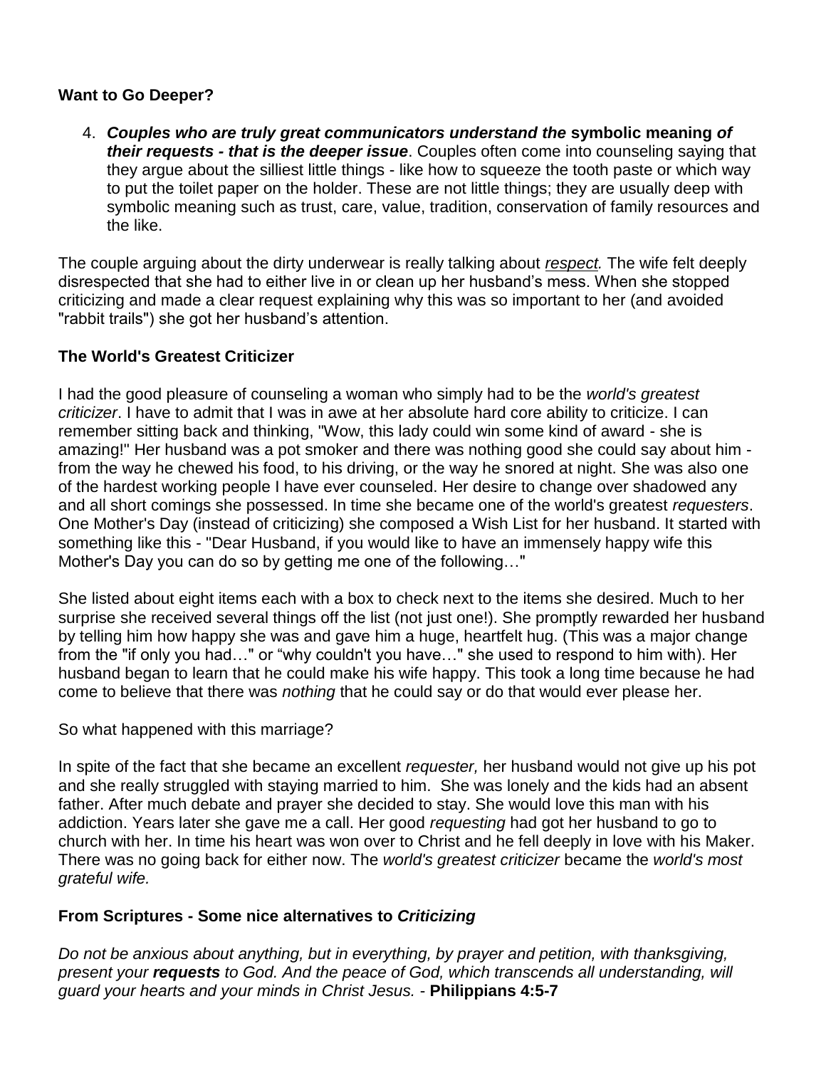**Want to Go Deeper?**

4. ***Couples who are truly great communicators understand the*** **symbolic meaning** ***of their requests - that is the deeper issue***. Couples often come into counseling saying that they argue about the silliest little things - like how to squeeze the tooth paste or which way to put the toilet paper on the holder. These are not little things; they are usually deep with symbolic meaning such as trust, care, value, tradition, conservation of family resources and the like.

The couple arguing about the dirty underwear is really talking about *respect.* The wife felt deeply disrespected that she had to either live in or clean up her husband's mess. When she stopped criticizing and made a clear request explaining why this was so important to her (and avoided "rabbit trails") she got her husband's attention.

**The World's Greatest Criticizer**

I had the good pleasure of counseling a woman who simply had to be the *world's greatest criticizer*. I have to admit that I was in awe at her absolute hard core ability to criticize. I can remember sitting back and thinking, "Wow, this lady could win some kind of award - she is amazing!" Her husband was a pot smoker and there was nothing good she could say about him - from the way he chewed his food, to his driving, or the way he snored at night. She was also one of the hardest working people I have ever counseled. Her desire to change over shadowed any and all short comings she possessed. In time she became one of the world's greatest *requesters*. One Mother's Day (instead of criticizing) she composed a Wish List for her husband. It started with something like this - "Dear Husband, if you would like to have an immensely happy wife this Mother's Day you can do so by getting me one of the following…"

She listed about eight items each with a box to check next to the items she desired. Much to her surprise she received several things off the list (not just one!). She promptly rewarded her husband by telling him how happy she was and gave him a huge, heartfelt hug. (This was a major change from the "if only you had…" or "why couldn't you have…" she used to respond to him with). Her husband began to learn that he could make his wife happy. This took a long time because he had come to believe that there was *nothing* that he could say or do that would ever please her.

So what happened with this marriage?

In spite of the fact that she became an excellent *requester,* her husband would not give up his pot and she really struggled with staying married to him. She was lonely and the kids had an absent father. After much debate and prayer she decided to stay. She would love this man with his addiction. Years later she gave me a call. Her good *requesting* had got her husband to go to church with her. In time his heart was won over to Christ and he fell deeply in love with his Maker. There was no going back for either now. The *world's greatest criticizer* became the *world's most grateful wife.*

**From Scriptures - Some nice alternatives to *Criticizing***

*Do not be anxious about anything, but in everything, by prayer and petition, with thanksgiving, present your* ***requests*** *to God. And the peace of God, which transcends all understanding, will guard your hearts and your minds in Christ Jesus.* - **Philippians 4:5-7**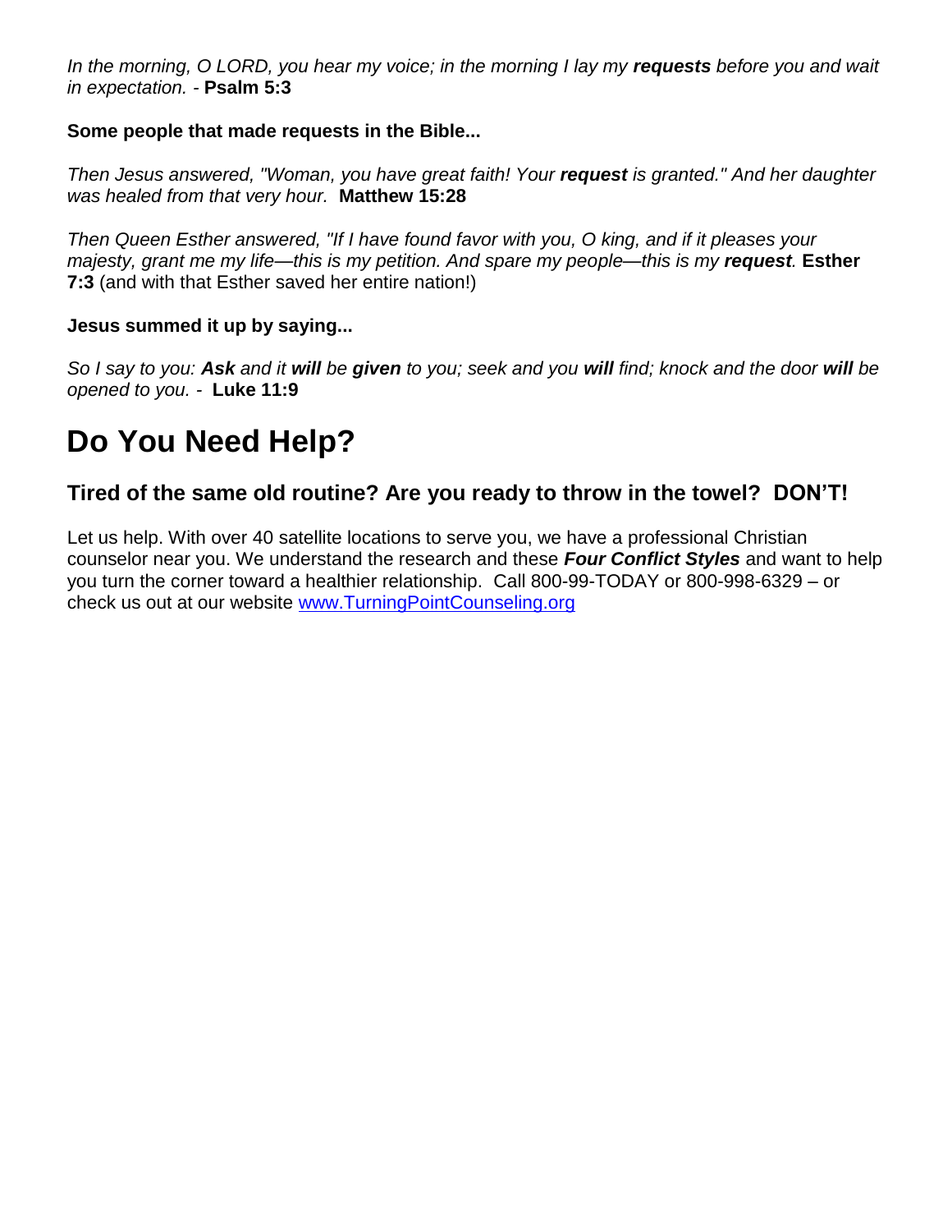*In the morning, O LORD, you hear my voice; in the morning I lay my **requests** before you and wait in expectation.* - **Psalm 5:3**

**Some people that made requests in the Bible...**

*Then Jesus answered, "Woman, you have great faith! Your **request** is granted." And her daughter was healed from that very hour.* **Matthew 15:28**

*Then Queen Esther answered, "If I have found favor with you, O king, and if it pleases your majesty, grant me my life—this is my petition. And spare my people—this is my **request**.* **Esther 7:3** (and with that Esther saved her entire nation!)

**Jesus summed it up by saying...**

*So I say to you: **Ask** and it **will** be **given** to you; seek and you **will** find; knock and the door **will** be opened to you.* - **Luke 11:9**

# Do You Need Help?

## Tired of the same old routine? Are you ready to throw in the towel? DON'T!

Let us help. With over 40 satellite locations to serve you, we have a professional Christian counselor near you. We understand the research and these ***Four Conflict Styles*** and want to help you turn the corner toward a healthier relationship. Call 800-99-TODAY or 800-998-6329 – or check us out at our website [www.TurningPointCounseling.org](http://www.TurningPointCounseling.org)